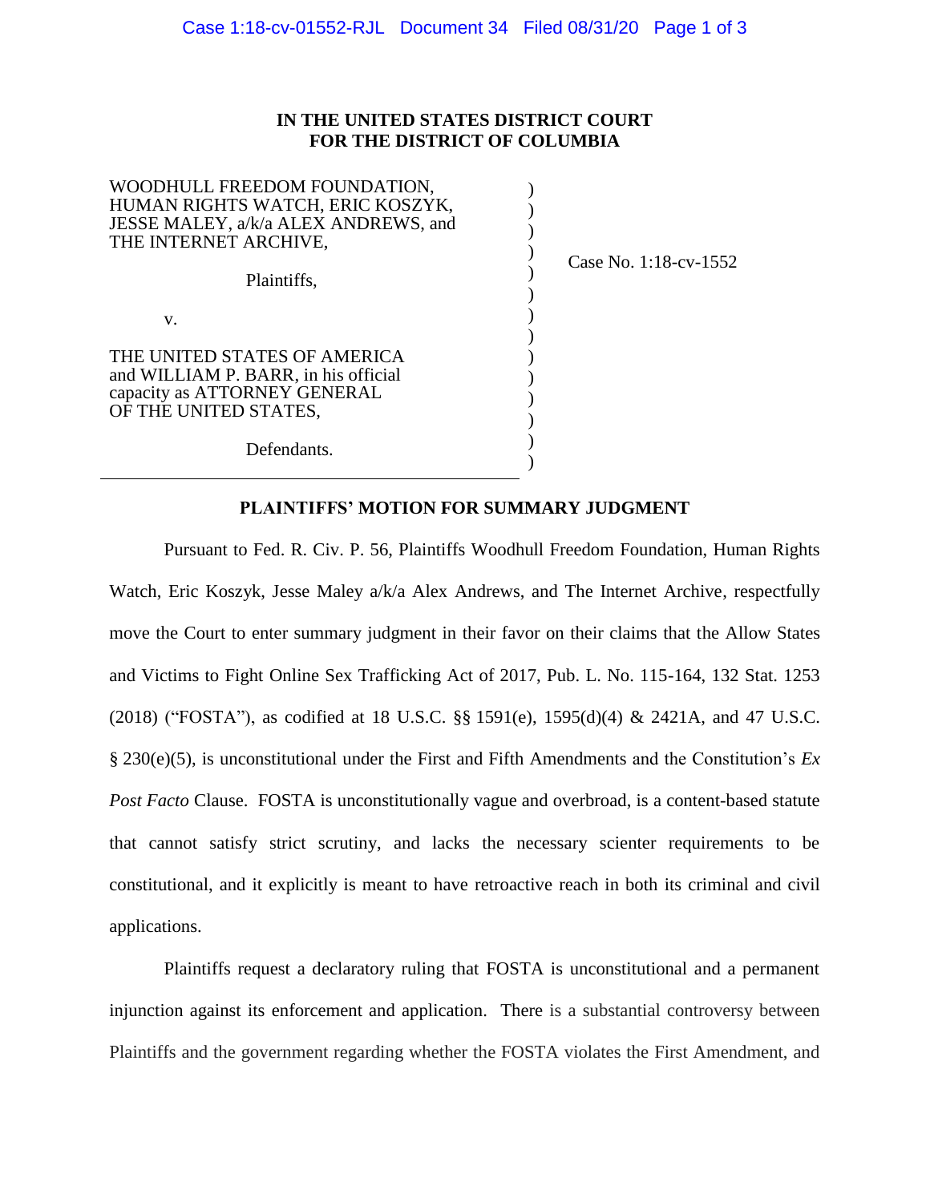**IN THE UNITED STATES DISTRICT COURT**
**FOR THE DISTRICT OF COLUMBIA**

WOODHULL FREEDOM FOUNDATION, HUMAN RIGHTS WATCH, ERIC KOSZYK, JESSE MALEY, a/k/a ALEX ANDREWS, and THE INTERNET ARCHIVE,

Plaintiffs,

v.

THE UNITED STATES OF AMERICA and WILLIAM P. BARR, in his official capacity as ATTORNEY GENERAL OF THE UNITED STATES,

Defendants.

Case No. 1:18-cv-1552

**PLAINTIFFS' MOTION FOR SUMMARY JUDGMENT**

Pursuant to Fed. R. Civ. P. 56, Plaintiffs Woodhull Freedom Foundation, Human Rights Watch, Eric Koszyk, Jesse Maley a/k/a Alex Andrews, and The Internet Archive, respectfully move the Court to enter summary judgment in their favor on their claims that the Allow States and Victims to Fight Online Sex Trafficking Act of 2017, Pub. L. No. 115-164, 132 Stat. 1253 (2018) ("FOSTA"), as codified at 18 U.S.C. §§ 1591(e), 1595(d)(4) & 2421A, and 47 U.S.C. § 230(e)(5), is unconstitutional under the First and Fifth Amendments and the Constitution's *Ex Post Facto* Clause. FOSTA is unconstitutionally vague and overbroad, is a content-based statute that cannot satisfy strict scrutiny, and lacks the necessary scienter requirements to be constitutional, and it explicitly is meant to have retroactive reach in both its criminal and civil applications.

Plaintiffs request a declaratory ruling that FOSTA is unconstitutional and a permanent injunction against its enforcement and application. There is a substantial controversy between Plaintiffs and the government regarding whether the FOSTA violates the First Amendment, and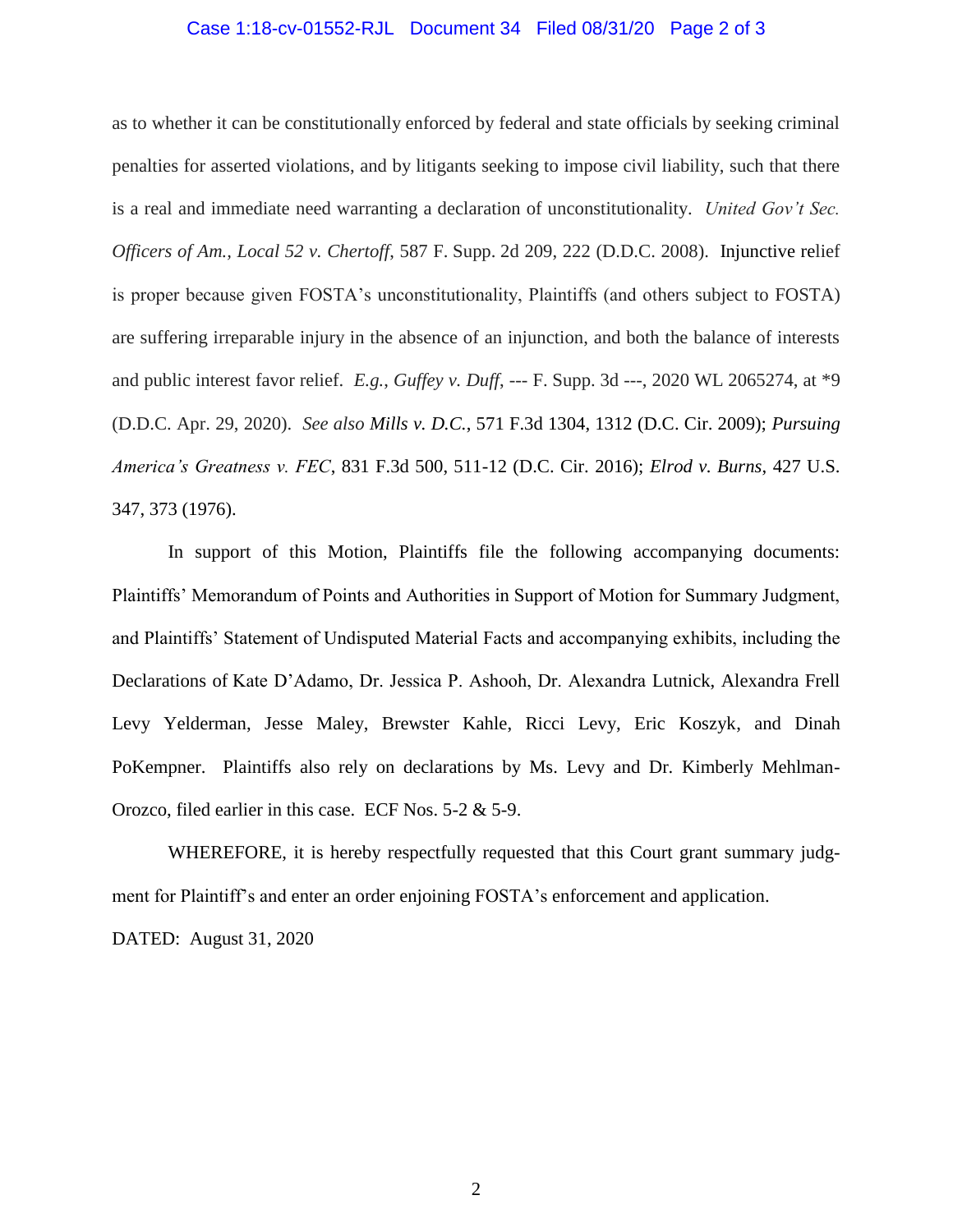as to whether it can be constitutionally enforced by federal and state officials by seeking criminal penalties for asserted violations, and by litigants seeking to impose civil liability, such that there is a real and immediate need warranting a declaration of unconstitutionality. *United Gov't Sec. Officers of Am., Local 52 v. Chertoff*, 587 F. Supp. 2d 209, 222 (D.D.C. 2008). Injunctive relief is proper because given FOSTA's unconstitutionality, Plaintiffs (and others subject to FOSTA) are suffering irreparable injury in the absence of an injunction, and both the balance of interests and public interest favor relief. *E.g.*, *Guffey v. Duff*, --- F. Supp. 3d ---, 2020 WL 2065274, at *9 (D.D.C. Apr. 29, 2020). *See also Mills v. D.C.*, 571 F.3d 1304, 1312 (D.C. Cir. 2009); *Pursuing America's Greatness v. FEC*, 831 F.3d 500, 511-12 (D.C. Cir. 2016); *Elrod v. Burns*, 427 U.S. 347, 373 (1976).

In support of this Motion, Plaintiffs file the following accompanying documents: Plaintiffs' Memorandum of Points and Authorities in Support of Motion for Summary Judgment, and Plaintiffs' Statement of Undisputed Material Facts and accompanying exhibits, including the Declarations of Kate D'Adamo, Dr. Jessica P. Ashooh, Dr. Alexandra Lutnick, Alexandra Frell Levy Yelderman, Jesse Maley, Brewster Kahle, Ricci Levy, Eric Koszyk, and Dinah PoKempner. Plaintiffs also rely on declarations by Ms. Levy and Dr. Kimberly Mehlman-Orozco, filed earlier in this case. ECF Nos. 5-2 & 5-9.

WHEREFORE, it is hereby respectfully requested that this Court grant summary judgment for Plaintiff's and enter an order enjoining FOSTA's enforcement and application.

DATED: August 31, 2020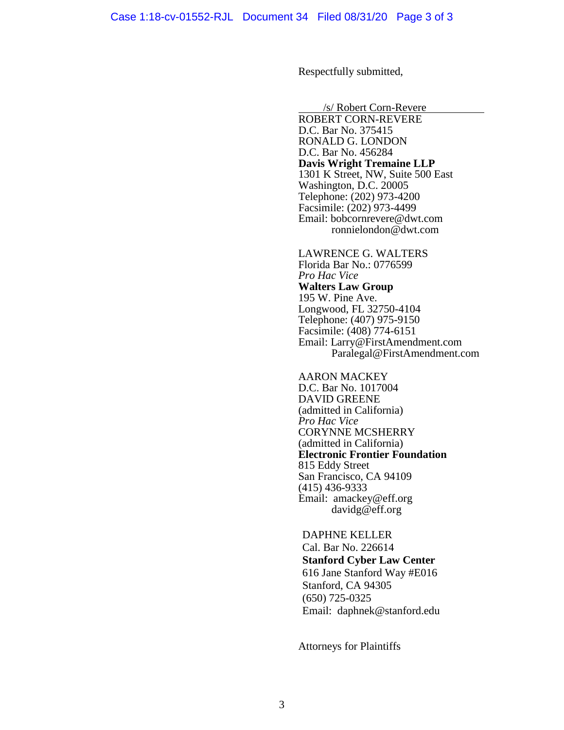Respectfully submitted,

/s/ Robert Corn-Revere
ROBERT CORN-REVERE
D.C. Bar No. 375415
RONALD G. LONDON
D.C. Bar No. 456284
**Davis Wright Tremaine LLP**
1301 K Street, NW, Suite 500 East
Washington, D.C. 20005
Telephone: (202) 973-4200
Facsimile: (202) 973-4499
Email: bobcornrevere@dwt.com
ronnielondon@dwt.com

LAWRENCE G. WALTERS
Florida Bar No.: 0776599
*Pro Hac Vice*
**Walters Law Group**
195 W. Pine Ave.
Longwood, FL 32750-4104
Telephone: (407) 975-9150
Facsimile: (408) 774-6151
Email: Larry@FirstAmendment.com
Paralegal@FirstAmendment.com

AARON MACKEY
D.C. Bar No. 1017004
DAVID GREENE
(admitted in California)
*Pro Hac Vice*
CORYNNE MCSHERRY
(admitted in California)
**Electronic Frontier Foundation**
815 Eddy Street
San Francisco, CA 94109
(415) 436-9333
Email: amackey@eff.org
davidg@eff.org

DAPHNE KELLER
Cal. Bar No. 226614
**Stanford Cyber Law Center**
616 Jane Stanford Way #E016
Stanford, CA 94305
(650) 725-0325
Email: daphnek@stanford.edu

Attorneys for Plaintiffs